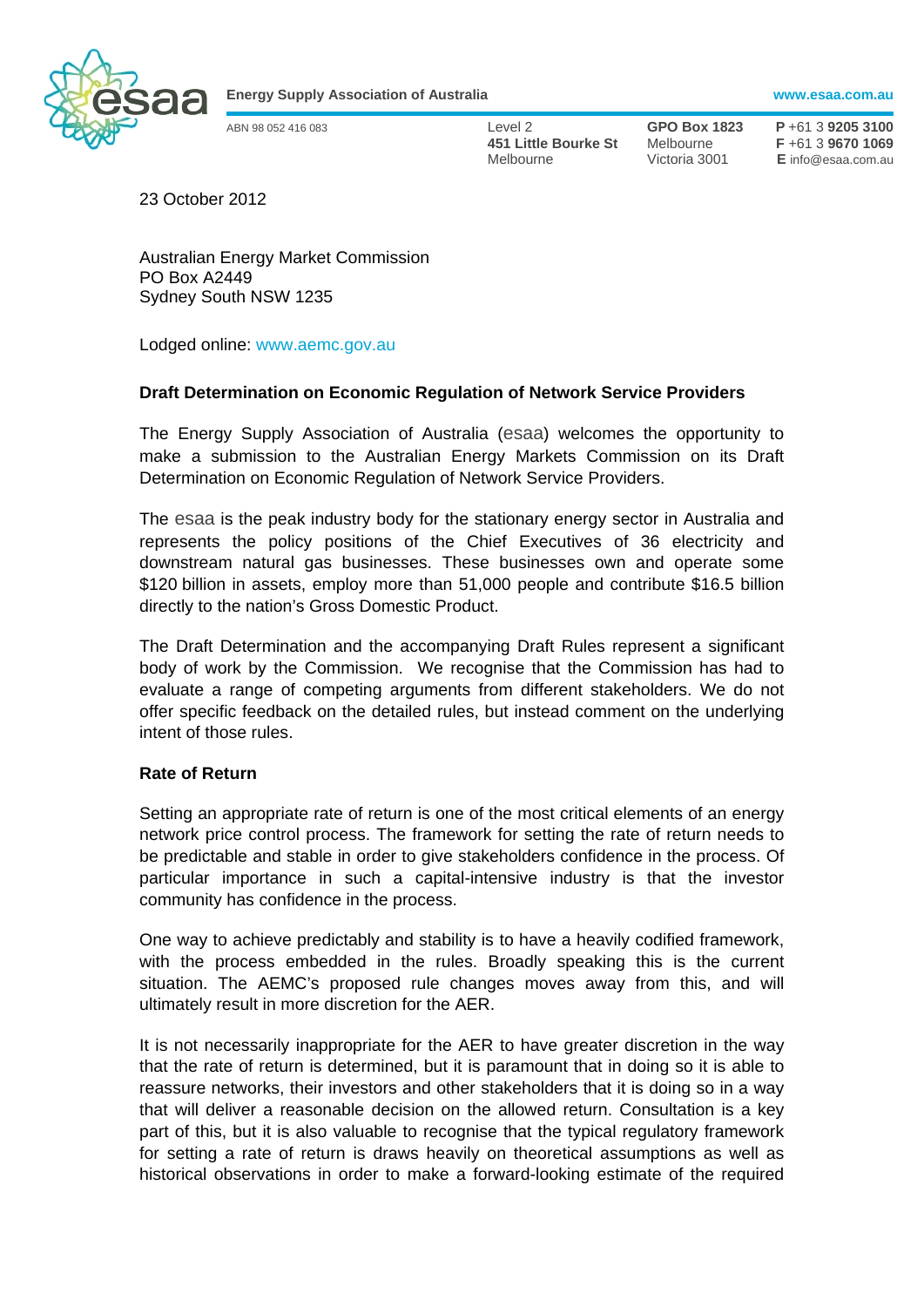**Energy Supply Association of Australia** www.esaa.com.au

ABN 98 052 416 083

Level 2
**451 Little Bourke St**
Melbourne

**GPO Box 1823**
Melbourne
Victoria 3001

**P** +61 3 **9205 3100**
**F** +61 3 **9670 1069**
**E** info@esaa.com.au

23 October 2012

Australian Energy Market Commission
PO Box A2449
Sydney South NSW 1235

Lodged online: www.aemc.gov.au

**Draft Determination on Economic Regulation of Network Service Providers**

The Energy Supply Association of Australia (esaa) welcomes the opportunity to make a submission to the Australian Energy Markets Commission on its Draft Determination on Economic Regulation of Network Service Providers.

The esaa is the peak industry body for the stationary energy sector in Australia and represents the policy positions of the Chief Executives of 36 electricity and downstream natural gas businesses. These businesses own and operate some $120 billion in assets, employ more than 51,000 people and contribute $16.5 billion directly to the nation's Gross Domestic Product.

The Draft Determination and the accompanying Draft Rules represent a significant body of work by the Commission. We recognise that the Commission has had to evaluate a range of competing arguments from different stakeholders. We do not offer specific feedback on the detailed rules, but instead comment on the underlying intent of those rules.

**Rate of Return**

Setting an appropriate rate of return is one of the most critical elements of an energy network price control process. The framework for setting the rate of return needs to be predictable and stable in order to give stakeholders confidence in the process. Of particular importance in such a capital-intensive industry is that the investor community has confidence in the process.

One way to achieve predictably and stability is to have a heavily codified framework, with the process embedded in the rules. Broadly speaking this is the current situation. The AEMC's proposed rule changes moves away from this, and will ultimately result in more discretion for the AER.

It is not necessarily inappropriate for the AER to have greater discretion in the way that the rate of return is determined, but it is paramount that in doing so it is able to reassure networks, their investors and other stakeholders that it is doing so in a way that will deliver a reasonable decision on the allowed return. Consultation is a key part of this, but it is also valuable to recognise that the typical regulatory framework for setting a rate of return is draws heavily on theoretical assumptions as well as historical observations in order to make a forward-looking estimate of the required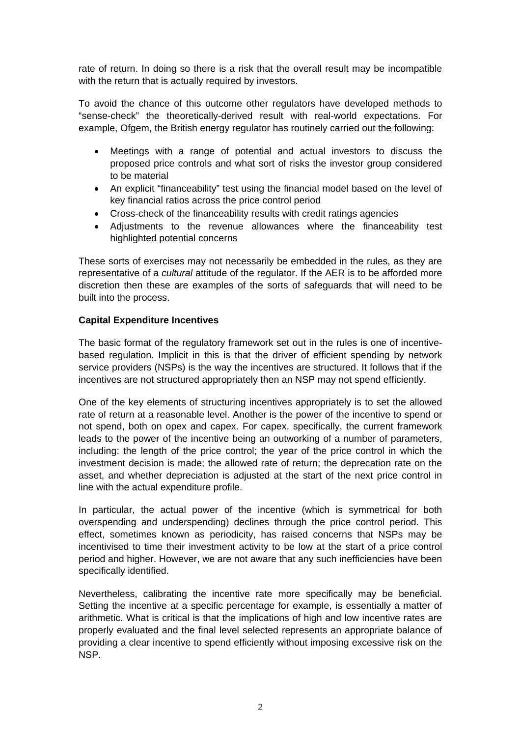rate of return. In doing so there is a risk that the overall result may be incompatible with the return that is actually required by investors.

To avoid the chance of this outcome other regulators have developed methods to "sense-check" the theoretically-derived result with real-world expectations. For example, Ofgem, the British energy regulator has routinely carried out the following:

- Meetings with a range of potential and actual investors to discuss the proposed price controls and what sort of risks the investor group considered to be material
- An explicit "financeability" test using the financial model based on the level of key financial ratios across the price control period
- Cross-check of the financeability results with credit ratings agencies
- Adjustments to the revenue allowances where the financeability test highlighted potential concerns

These sorts of exercises may not necessarily be embedded in the rules, as they are representative of a *cultural* attitude of the regulator. If the AER is to be afforded more discretion then these are examples of the sorts of safeguards that will need to be built into the process.

**Capital Expenditure Incentives**

The basic format of the regulatory framework set out in the rules is one of incentive-based regulation. Implicit in this is that the driver of efficient spending by network service providers (NSPs) is the way the incentives are structured. It follows that if the incentives are not structured appropriately then an NSP may not spend efficiently.

One of the key elements of structuring incentives appropriately is to set the allowed rate of return at a reasonable level. Another is the power of the incentive to spend or not spend, both on opex and capex. For capex, specifically, the current framework leads to the power of the incentive being an outworking of a number of parameters, including: the length of the price control; the year of the price control in which the investment decision is made; the allowed rate of return; the deprecation rate on the asset, and whether depreciation is adjusted at the start of the next price control in line with the actual expenditure profile.

In particular, the actual power of the incentive (which is symmetrical for both overspending and underspending) declines through the price control period. This effect, sometimes known as periodicity, has raised concerns that NSPs may be incentivised to time their investment activity to be low at the start of a price control period and higher. However, we are not aware that any such inefficiencies have been specifically identified.

Nevertheless, calibrating the incentive rate more specifically may be beneficial. Setting the incentive at a specific percentage for example, is essentially a matter of arithmetic. What is critical is that the implications of high and low incentive rates are properly evaluated and the final level selected represents an appropriate balance of providing a clear incentive to spend efficiently without imposing excessive risk on the NSP.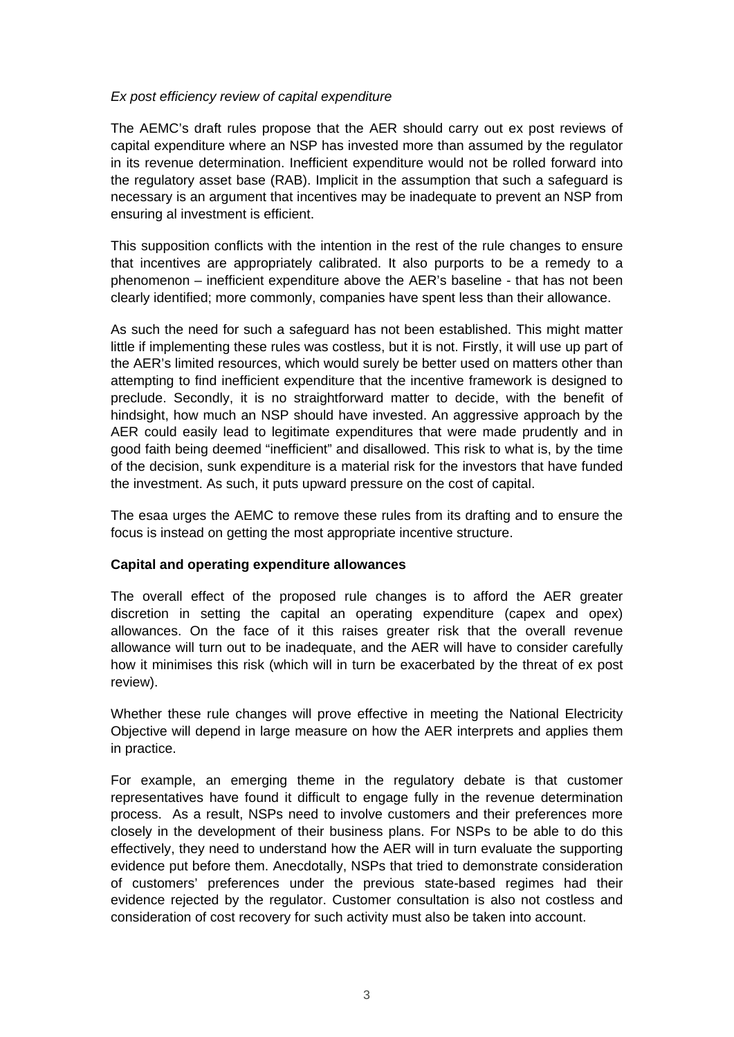*Ex post efficiency review of capital expenditure*

The AEMC's draft rules propose that the AER should carry out ex post reviews of capital expenditure where an NSP has invested more than assumed by the regulator in its revenue determination. Inefficient expenditure would not be rolled forward into the regulatory asset base (RAB). Implicit in the assumption that such a safeguard is necessary is an argument that incentives may be inadequate to prevent an NSP from ensuring al investment is efficient.

This supposition conflicts with the intention in the rest of the rule changes to ensure that incentives are appropriately calibrated. It also purports to be a remedy to a phenomenon – inefficient expenditure above the AER's baseline - that has not been clearly identified; more commonly, companies have spent less than their allowance.

As such the need for such a safeguard has not been established. This might matter little if implementing these rules was costless, but it is not. Firstly, it will use up part of the AER's limited resources, which would surely be better used on matters other than attempting to find inefficient expenditure that the incentive framework is designed to preclude. Secondly, it is no straightforward matter to decide, with the benefit of hindsight, how much an NSP should have invested. An aggressive approach by the AER could easily lead to legitimate expenditures that were made prudently and in good faith being deemed "inefficient" and disallowed. This risk to what is, by the time of the decision, sunk expenditure is a material risk for the investors that have funded the investment. As such, it puts upward pressure on the cost of capital.

The esaa urges the AEMC to remove these rules from its drafting and to ensure the focus is instead on getting the most appropriate incentive structure.

**Capital and operating expenditure allowances**

The overall effect of the proposed rule changes is to afford the AER greater discretion in setting the capital an operating expenditure (capex and opex) allowances. On the face of it this raises greater risk that the overall revenue allowance will turn out to be inadequate, and the AER will have to consider carefully how it minimises this risk (which will in turn be exacerbated by the threat of ex post review).

Whether these rule changes will prove effective in meeting the National Electricity Objective will depend in large measure on how the AER interprets and applies them in practice.

For example, an emerging theme in the regulatory debate is that customer representatives have found it difficult to engage fully in the revenue determination process. As a result, NSPs need to involve customers and their preferences more closely in the development of their business plans. For NSPs to be able to do this effectively, they need to understand how the AER will in turn evaluate the supporting evidence put before them. Anecdotally, NSPs that tried to demonstrate consideration of customers' preferences under the previous state-based regimes had their evidence rejected by the regulator. Customer consultation is also not costless and consideration of cost recovery for such activity must also be taken into account.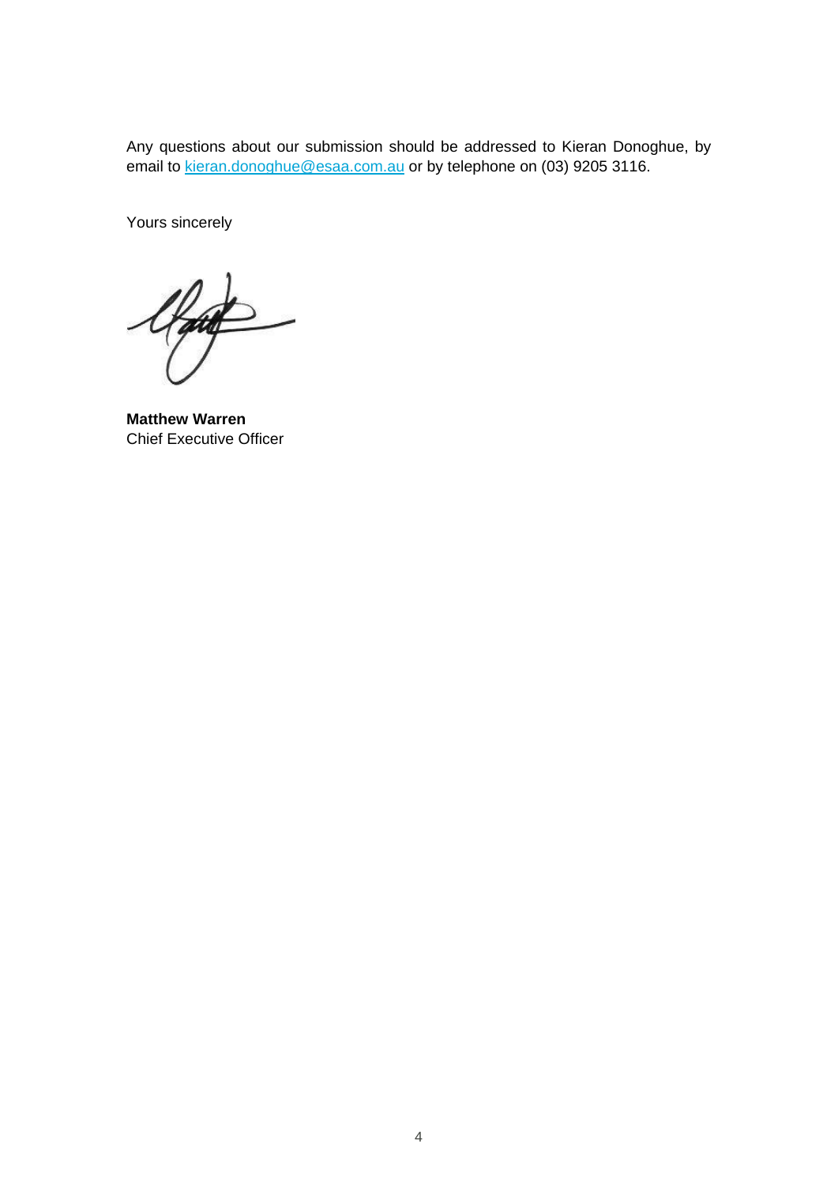Any questions about our submission should be addressed to Kieran Donoghue, by email to kieran.donoghue@esaa.com.au or by telephone on (03) 9205 3116.

Yours sincerely

**Matthew Warren**
Chief Executive Officer